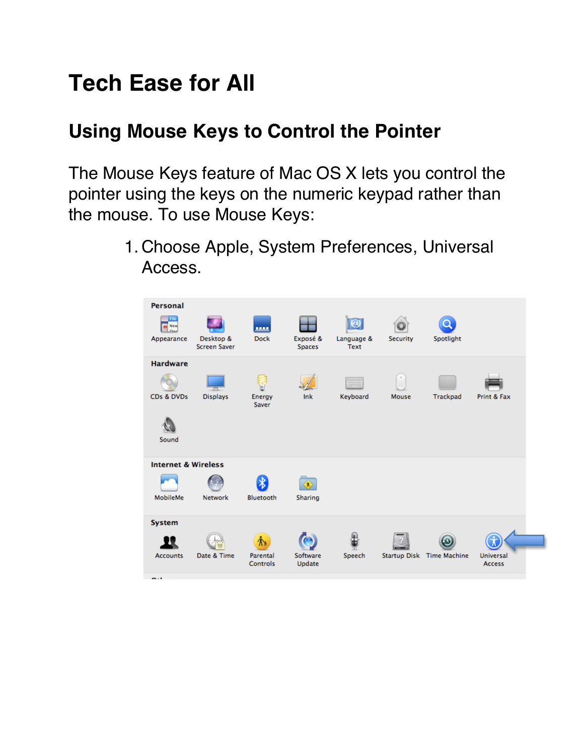# Tech Ease for All

## Using Mouse Keys to Control the Pointer

The Mouse Keys feature of Mac OS X lets you control the pointer using the keys on the numeric keypad rather than the mouse. To use Mouse Keys:

1. Choose Apple, System Preferences, Universal Access.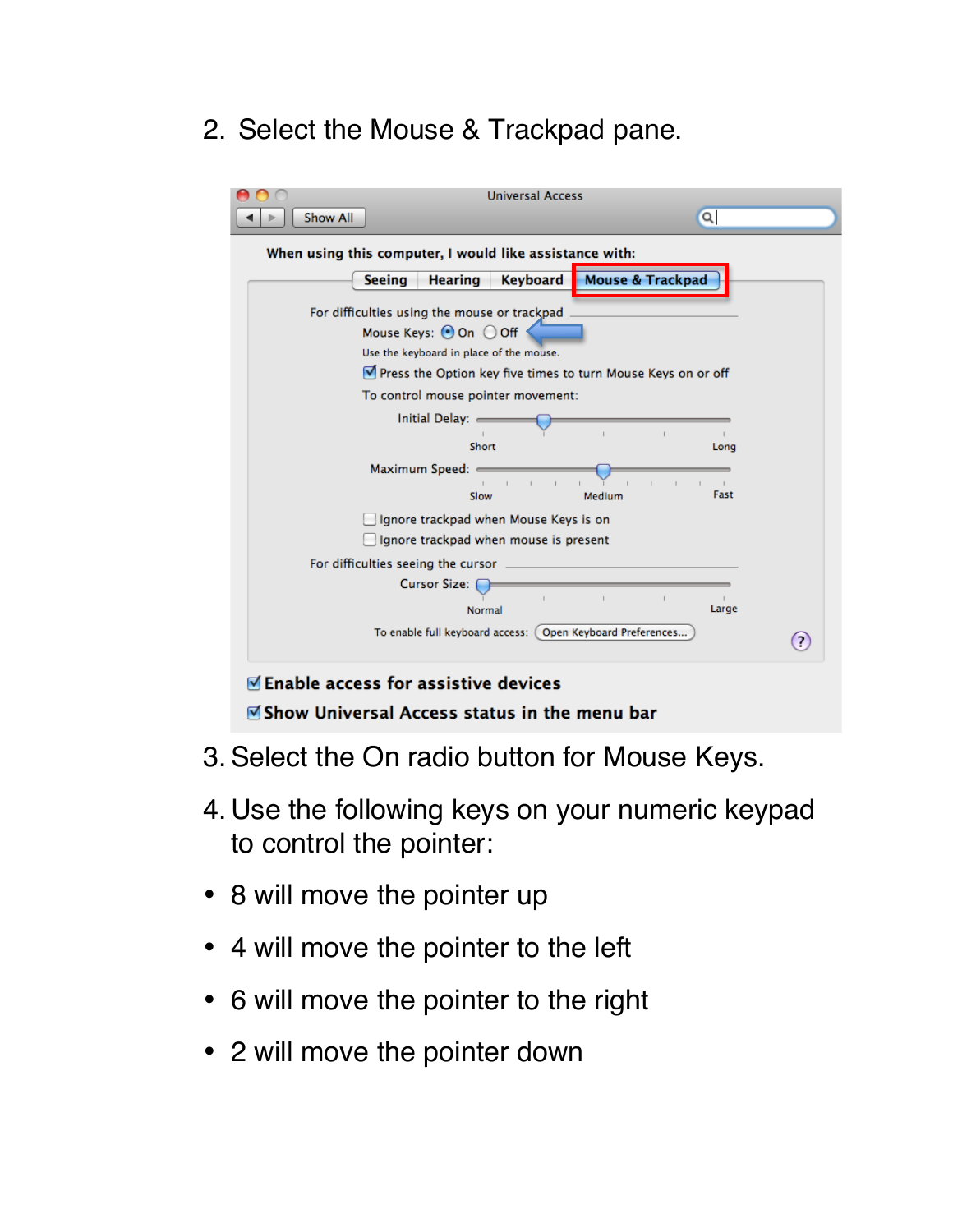2. Select the Mouse & Trackpad pane.

3. Select the On radio button for Mouse Keys.

4. Use the following keys on your numeric keypad to control the pointer:

- 8 will move the pointer up
- 4 will move the pointer to the left
- 6 will move the pointer to the right
- 2 will move the pointer down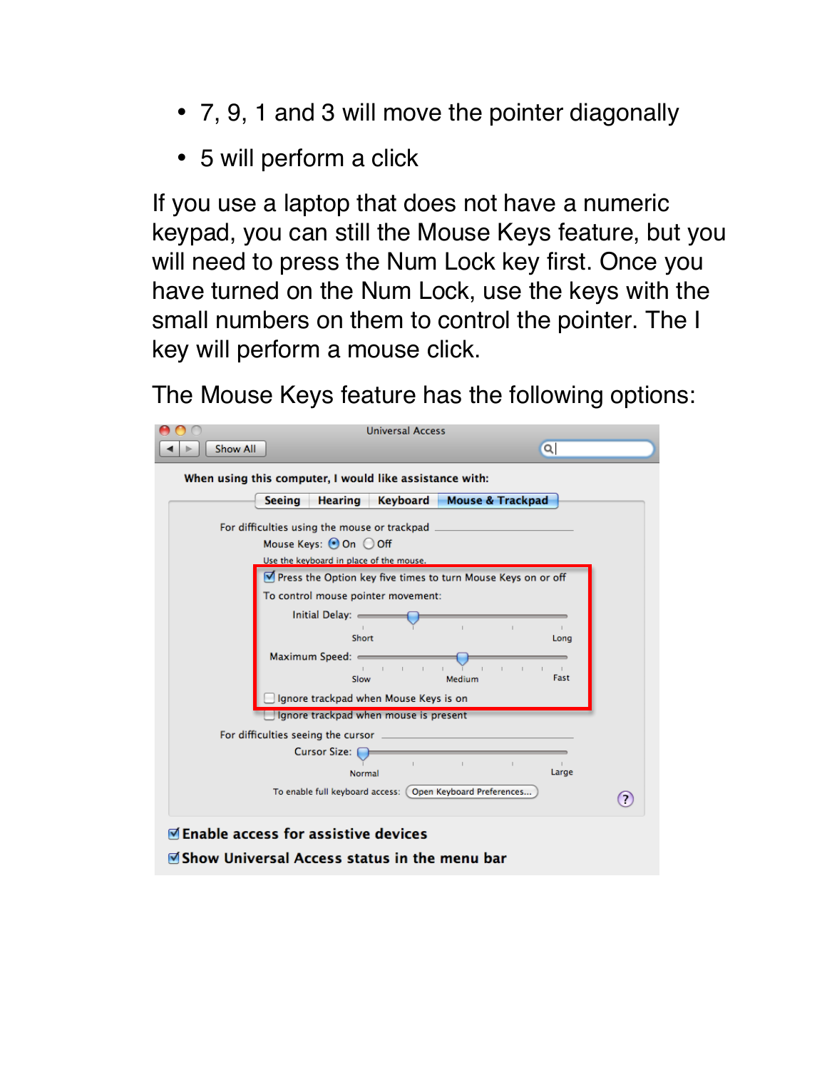- 7, 9, 1 and 3 will move the pointer diagonally
- 5 will perform a click

If you use a laptop that does not have a numeric keypad, you can still the Mouse Keys feature, but you will need to press the Num Lock key first. Once you have turned on the Num Lock, use the keys with the small numbers on them to control the pointer. The I key will perform a mouse click.

The Mouse Keys feature has the following options: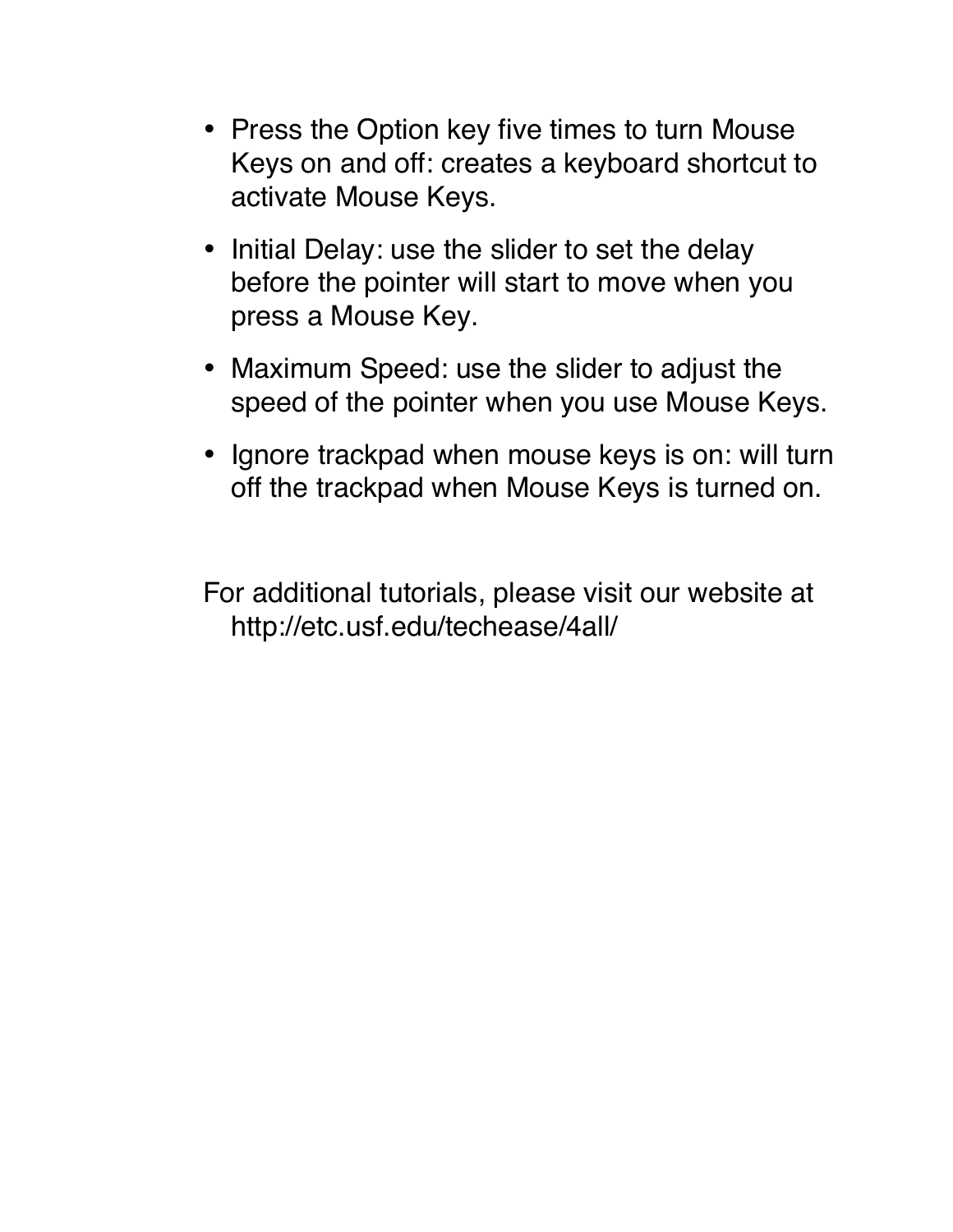- Press the Option key five times to turn Mouse Keys on and off: creates a keyboard shortcut to activate Mouse Keys.
- Initial Delay: use the slider to set the delay before the pointer will start to move when you press a Mouse Key.
- Maximum Speed: use the slider to adjust the speed of the pointer when you use Mouse Keys.
- Ignore trackpad when mouse keys is on: will turn off the trackpad when Mouse Keys is turned on.

For additional tutorials, please visit our website at http://etc.usf.edu/techease/4all/